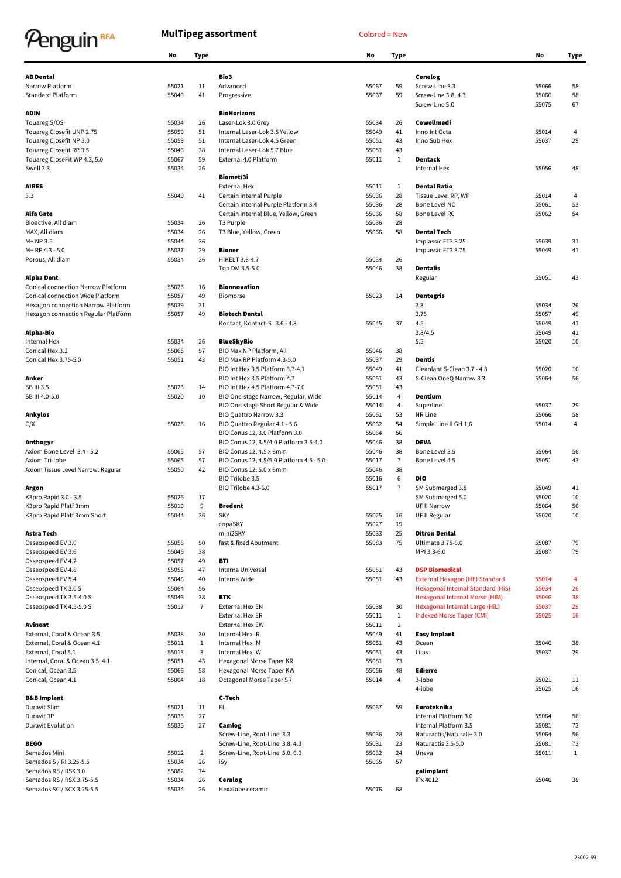# Penguin RFA

## MulTipeg assortment

Colored = New

| | No | Type |
|---|---|---|
| **AB Dental** | | |
| Narrow Platform | 55021 | 11 |
| Standard Platform | 55049 | 41 |
| **ADIN** | | |
| Touareg S/OS | 55034 | 26 |
| Touareg Closefit UNP 2.75 | 55059 | 51 |
| Touareg Closefit NP 3.0 | 55059 | 51 |
| Touareg Closefit RP 3.5 | 55046 | 38 |
| Touareg CloseFit WP 4.3, 5.0 | 55067 | 59 |
| Swell 3.3 | 55034 | 26 |
| **AIRES** | | |
| 3.3 | 55049 | 41 |
| **Alfa Gate** | | |
| Bioactive, All diam | 55034 | 26 |
| MAX, All diam | 55034 | 26 |
| M+ NP 3.5 | 55044 | 36 |
| M+ RP 4.3 - 5.0 | 55037 | 29 |
| Porous, All diam | 55034 | 26 |
| **Alpha Dent** | | |
| Conical connection Narrow Platform | 55025 | 16 |
| Conical connection Wide Platform | 55057 | 49 |
| Hexagon connection Narrow Platform | 55039 | 31 |
| Hexagon connection Regular Platform | 55057 | 49 |
| **Alpha-Bio** | | |
| Internal Hex | 55034 | 26 |
| Conical Hex 3.2 | 55065 | 57 |
| Conical Hex 3.75-5.0 | 55051 | 43 |
| **Anker** | | |
| SB III 3.5 | 55023 | 14 |
| SB III 4.0-5.0 | 55020 | 10 |
| **Ankylos** | | |
| C/X | 55025 | 16 |
| **Anthogyr** | | |
| Axiom Bone Level 3.4 - 5.2 | 55065 | 57 |
| Axiom Tri-lobe | 55065 | 57 |
| Axiom Tissue Level Narrow, Regular | 55050 | 42 |
| **Argon** | | |
| K3pro Rapid 3.0 - 3.5 | 55026 | 17 |
| K3pro Rapid Platf 3mm | 55019 | 9 |
| K3pro Rapid Platf 3mm Short | 55044 | 36 |
| **Astra Tech** | | |
| Osseospeed EV 3.0 | 55058 | 50 |
| Osseospeed EV 3.6 | 55046 | 38 |
| Osseospeed EV 4.2 | 55057 | 49 |
| Osseospeed EV 4.8 | 55055 | 47 |
| Osseospeed EV 5.4 | 55048 | 40 |
| Osseospeed TX 3.0 S | 55064 | 56 |
| Osseospeed TX 3.5-4.0 S | 55046 | 38 |
| Osseospeed TX 4.5-5.0 S | 55017 | 7 |
| **Avinent** | | |
| External, Coral & Ocean 3.5 | 55038 | 30 |
| External, Coral & Ocean 4.1 | 55011 | 1 |
| External, Coral 5.1 | 55013 | 3 |
| Internal, Coral & Ocean 3.5, 4.1 | 55051 | 43 |
| Conical, Ocean 3.5 | 55066 | 58 |
| Conical, Ocean 4.1 | 55004 | 18 |
| **B&B Implant** | | |
| Duravit Slim | 55021 | 11 |
| Duravit 3P | 55035 | 27 |
| Duravit Evolution | 55035 | 27 |
| **BEGO** | | |
| Semados Mini | 55012 | 2 |
| Semados S / RI 3.25-5.5 | 55034 | 26 |
| Semados RS / RSX 3.0 | 55082 | 74 |
| Semados RS / RSX 3.75-5.5 | 55034 | 26 |
| Semados SC / SCX 3.25-5.5 | 55034 | 26 |
| **Bio3** | | |
| Advanced | 55067 | 59 |
| Progressive | 55067 | 59 |
| **BioHorizons** | | |
| Laser-Lok 3.0 Grey | 55034 | 26 |
| Internal Laser-Lok 3.5 Yellow | 55049 | 41 |
| Internal Laser-Lok 4.5 Green | 55051 | 43 |
| Internal Laser-Lok 5.7 Blue | 55051 | 43 |
| External 4.0 Platform | 55011 | 1 |
| **Biomet/3i** | | |
| External Hex | 55011 | 1 |
| Certain internal Purple | 55036 | 28 |
| Certain internal Purple Platform 3.4 | 55036 | 28 |
| Certain internal Blue, Yellow, Green | 55066 | 58 |
| T3 Purple | 55036 | 28 |
| T3 Blue, Yellow, Green | 55066 | 58 |
| **Bioner** | | |
| HIKELT 3.8-4.7 | 55034 | 26 |
| Top DM 3.5-5.0 | 55046 | 38 |
| **Bionnovation** | | |
| Biomorse | 55023 | 14 |
| **Biotech Dental** | | |
| Kontact, Kontact-S 3.6 - 4.8 | 55045 | 37 |
| **BlueSkyBio** | | |
| BIO Max NP Platform, All | 55046 | 38 |
| BIO Max RP Platform 4.3-5.0 | 55037 | 29 |
| BIO Int Hex 3.5 Platform 3.7-4.1 | 55049 | 41 |
| BIO Int Hex 3.5 Platform 4.7 | 55051 | 43 |
| BIO Int Hex 4.5 Platform 4.7-7.0 | 55051 | 43 |
| BIO One-stage Narrow, Regular, Wide | 55014 | 4 |
| BIO One-stage Short Regular & Wide | 55014 | 4 |
| BIO Quattro Narrow 3.3 | 55061 | 53 |
| BIO Quattro Regular 4.1 - 5.6 | 55062 | 54 |
| BIO Conus 12, 3.0 Platform 3.0 | 55064 | 56 |
| BIO Conus 12, 3.5/4.0 Platform 3.5-4.0 | 55046 | 38 |
| BIO Conus 12, 4.5 x 6mm | 55046 | 38 |
| BIO Conus 12, 4.5/5.0 Platform 4.5 - 5.0 | 55017 | 7 |
| BIO Conus 12, 5.0 x 6mm | 55046 | 38 |
| BIO Trilobe 3.5 | 55016 | 6 |
| BIO Trilobe 4.3-6.0 | 55017 | 7 |
| **Bredent** | | |
| SKY | 55025 | 16 |
| copaSKY | 55027 | 19 |
| mini2SKY | 55033 | 25 |
| fast & fixed Abutment | 55083 | 75 |
| **BTI** | | |
| Interna Universal | 55051 | 43 |
| Interna Wide | 55051 | 43 |
| **BTK** | | |
| External Hex EN | 55038 | 30 |
| External Hex ER | 55011 | 1 |
| External Hex EW | 55011 | 1 |
| Internal Hex IR | 55049 | 41 |
| Internal Hex IM | 55051 | 43 |
| Internal Hex IW | 55051 | 43 |
| Hexagonal Morse Taper KR | 55081 | 73 |
| Hexagonal Morse Taper KW | 55056 | 48 |
| Octagonal Morse Taper SR | 55014 | 4 |
| **C-Tech** | | |
| EL | 55067 | 59 |
| **Camlog** | | |
| Screw-Line, Root-Line 3.3 | 55036 | 28 |
| Screw-Line, Root-Line 3.8, 4.3 | 55031 | 23 |
| Screw-Line, Root-Line 5.0, 6.0 | 55032 | 24 |
| iSy | 55065 | 57 |
| **Ceralog** | | |
| Hexalobe ceramic | 55076 | 68 |
| **Conelog** | | |
| Screw-Line 3.3 | 55066 | 58 |
| Screw-Line 3.8, 4.3 | 55066 | 58 |
| Screw-Line 5.0 | 55075 | 67 |
| **Cowellmedi** | | |
| Inno Int Octa | 55014 | 4 |
| Inno Sub Hex | 55037 | 29 |
| **Dentack** | | |
| Internal Hex | 55056 | 48 |
| **Dental Ratio** | | |
| Tissue Level RP, WP | 55014 | 4 |
| Bone Level NC | 55061 | 53 |
| Bone Level RC | 55062 | 54 |
| **Dental Tech** | | |
| Implassic FT3 3.25 | 55039 | 31 |
| Implassic FT3 3.75 | 55049 | 41 |
| **Dentalis** | | |
| Regular | 55051 | 43 |
| **Dentegris** | | |
| 3.3 | 55034 | 26 |
| 3.75 | 55057 | 49 |
| 4.5 | 55049 | 41 |
| 3.8/4.5 | 55049 | 41 |
| 5.5 | 55020 | 10 |
| **Dentis** | | |
| Cleanlant S-Clean 3.7 - 4.8 | 55020 | 10 |
| S-Clean OneQ Narrow 3.3 | 55064 | 56 |
| **Dentium** | | |
| Superline | 55037 | 29 |
| NR Line | 55066 | 58 |
| Simple Line II GH 1,6 | 55014 | 4 |
| **DEVA** | | |
| Bone Level 3.5 | 55064 | 56 |
| Bone Level 4.5 | 55051 | 43 |
| **DIO** | | |
| SM Submerged 3.8 | 55049 | 41 |
| SM Submerged 5.0 | 55020 | 10 |
| UF II Narrow | 55064 | 56 |
| UF II Regular | 55020 | 10 |
| **Ditron Dental** | | |
| Ultimate 3.75-6.0 | 55087 | 79 |
| MPI 3.3-6.0 | 55087 | 79 |
| **DSP Biomedical** (new) | | |
| External Hexagon (HE) Standard (new) | 55014 | 4 |
| Hexagonal Internal Standard (HiS) (new) | 55034 | 26 |
| Hexagonal Internal Morse (HIM) (new) | 55046 | 38 |
| Hexagonal Internal Large (HiL) (new) | 55037 | 29 |
| Indexed Morse Taper (CMI) (new) | 55025 | 16 |
| **Easy Implant** | | |
| Ocean | 55046 | 38 |
| Lilas | 55037 | 29 |
| **Edierre** | | |
| 3-lobe | 55021 | 11 |
| 4-lobe | 55025 | 16 |
| **Euroteknika** | | |
| Internal Platform 3.0 | 55064 | 56 |
| Internal Platform 3.5 | 55081 | 73 |
| Naturactis/Naturall+ 3.0 | 55064 | 56 |
| Naturactis 3.5-5.0 | 55081 | 73 |
| Uneva | 55011 | 1 |
| **galimplant** | | |
| iPx 4012 | 55046 | 38 |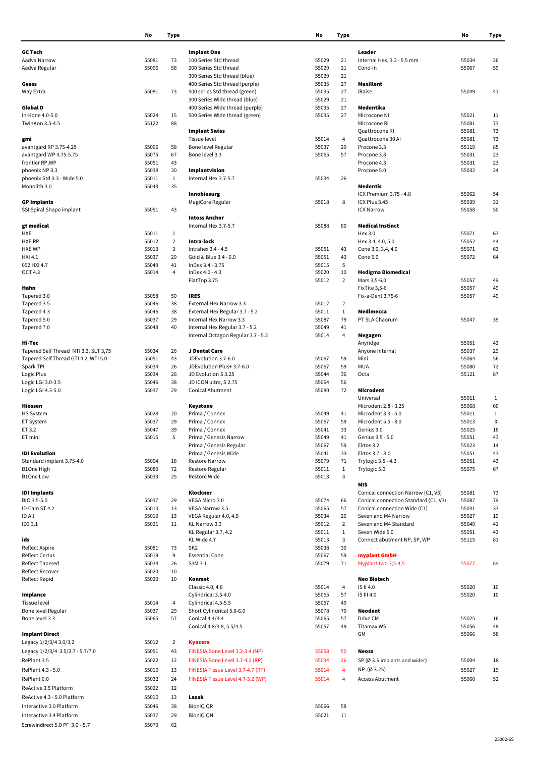| | No | Type |
|---|---|---|
| **GC Tech** | | |
| Aadva Narrow | 55081 | 73 |
| Aadva Regular | 55066 | 58 |
| | | |
| **Geass** | | |
| Way Extra | 55081 | 73 |
| | | |
| **Global D** | | |
| In-Kone 4.0-5.0 | 55024 | 15 |
| TwinKon 3.5-4.5 | 55122 | 88 |
| | | |
| **gmi** | | |
| avantgard RP 3.75-4.25 | 55066 | 58 |
| avantgard WP 4.75-5.75 | 55075 | 67 |
| frontier RP,WP | 55051 | 43 |
| phoenix NP 3.3 | 55038 | 30 |
| phoenix Std 3.3 - Wide 5.0 | 55011 | 1 |
| Monolith 3.0 | 55043 | 35 |
| | | |
| **GP Implants** | | |
| SSI Spiral Shape implant | 55051 | 43 |
| | | |
| **gt medical** | | |
| HXE | 55011 | 1 |
| HXE RP | 55012 | 2 |
| HXE WP | 55013 | 3 |
| HXI 4.1 | 55037 | 29 |
| 002 HXI 4.7 | 55049 | 41 |
| OCT 4.3 | 55014 | 4 |
| | | |
| **Hahn** | | |
| Tapered 3.0 | 55058 | 50 |
| Tapered 3.5 | 55046 | 38 |
| Tapered 4.3 | 55046 | 38 |
| Tapered 5.0 | 55037 | 29 |
| Tapered 7.0 | 55048 | 40 |
| | | |
| **Hi-Tec** | | |
| Tapered Self Thread NTI 3.3, SLT 3,75 | 55034 | 26 |
| Tapered Self Thread GTI 4.2, WTI 5.0 | 55051 | 43 |
| Spark TPI | 55034 | 26 |
| Logic Plus | 55034 | 26 |
| Logic LGI 3.0-3.5 | 55046 | 38 |
| Logic LGI 4.3-5.0 | 55037 | 29 |
| | | |
| **Hiossen** | | |
| HS System | 55028 | 20 |
| ET System | 55037 | 29 |
| ET 3.2 | 55047 | 39 |
| ET mini | 55015 | 5 |
| | | |
| **IDI Evolution** | | |
| Standard implant 3.75-4.0 | 55004 | 18 |
| B1One High | 55080 | 72 |
| B1One Low | 55033 | 25 |
| | | |
| **IDI Implants** | | |
| BIO 3.5-5.0 | 55037 | 29 |
| ID Cam ST 4.2 | 55010 | 13 |
| ID All | 55010 | 13 |
| ID3 3.1 | 55021 | 11 |
| | | |
| **ids** | | |
| Reflect Aspire | 55081 | 73 |
| Reflect Certus | 55019 | 9 |
| Reflect Tapered | 55034 | 26 |
| Reflect Recover | 55020 | 10 |
| Reflect Rapid | 55020 | 10 |
| | | |
| **Implance** | | |
| Tissue level | 55014 | 4 |
| Bone level Regular | 55037 | 29 |
| Bone level 3.3 | 55065 | 57 |
| | | |
| **Implant Direct** | | |
| Legacy 1/2/3/4 3.0/3.2 | 55012 | 2 |
| Legacy 1/2/3/4 3.5/3.7 - 5.7/7.0 | 55051 | 43 |
| RePlant 3.5 | 55022 | 12 |
| RePlant 4.3 - 5.0 | 55010 | 13 |
| RePlant 6.0 | 55032 | 24 |
| ReActive 3.5 Platform | 55022 | 12 |
| ReActive 4.3 - 5.0 Platform | 55010 | 13 |
| Interactive 3.0 Platform | 55046 | 38 |
| Interactive 3.4 Platform | 55037 | 29 |
| Screwindirect 5.0 PF 3.0 - 5.7 | 55070 | 62 |
| **Implant One** | | |
| 100 Series Std thread | 55029 | 21 |
| 200 Series Std thread | 55029 | 21 |
| 300 Series Std thread (blue) | 55029 | 21 |
| 400 Series Std thread (purple) | 55035 | 27 |
| 500 series Std thread (green) | 55035 | 27 |
| 300 Series Wide thread (blue) | 55029 | 21 |
| 400 Series Wide thread (purple) | 55035 | 27 |
| 500 Series Wide thread (green) | 55035 | 27 |
| | | |
| **Implant Swiss** | | |
| Tissue level | 55014 | 4 |
| Bone level Regular | 55037 | 29 |
| Bone level 3.3 | 55065 | 57 |
| | | |
| **Implantvision** | | |
| Internal Hex 3.7-5.7 | 55034 | 26 |
| | | |
| **Innobiosurg** | | |
| MagiCore Regular | 55018 | 8 |
| | | |
| **Intoss Anchor** | | |
| Internal Hex 3.7-5.7 | 55088 | 80 |
| | | |
| **Intra-lock** | | |
| Intrahex 3.4 - 4.5 | 55051 | 43 |
| Gold & Blue 3.4 - 6.0 | 55051 | 43 |
| InDex 3.4 - 3.75 | 55015 | 5 |
| InDex 4.0 - 4.3 | 55020 | 10 |
| FlatTop 3.75 | 55012 | 2 |
| | | |
| **IRES** | | |
| External Hex Narrow 3.3 | 55012 | 2 |
| External Hex Regular 3.7 - 5.2 | 55011 | 1 |
| Internal Hex Narrow 3.3 | 55087 | 79 |
| Internal Hex Regular 3.7 - 5.2 | 55049 | 41 |
| Internal Octagon Regular 3.7 - 5.2 | 55014 | 4 |
| | | |
| **J Dental Care** | | |
| JDEvolution 3.7-6.0 | 55067 | 59 |
| JDEvolution Plus+ 3.7-6.0 | 55067 | 59 |
| JD Evolution S 3.25 | 55044 | 36 |
| JD ICON ultra, S 2.75 | 55064 | 56 |
| Conical Abutment | 55080 | 72 |
| | | |
| **Keystone** | | |
| Prima / Connex | 55049 | 41 |
| Prima / Connex | 55067 | 59 |
| Prima / Connex | 55041 | 33 |
| Prima / Genesis Narrow | 55049 | 41 |
| Prima / Genesis Regular | 55067 | 59 |
| Prima / Genesis Wide | 55041 | 33 |
| Restore Narrow | 55079 | 71 |
| Restore Regular | 55011 | 1 |
| Restore Wide | 55013 | 3 |
| | | |
| **Klockner** | | |
| VEGA Micro 3.0 | 55074 | 66 |
| VEGA Narrow 3.5 | 55065 | 57 |
| VEGA Regular 4.0, 4.5 | 55034 | 26 |
| KL Narrow 3.3 | 55012 | 2 |
| KL Regular 3.7, 4.2 | 55011 | 1 |
| KL Wide 4.7 | 55013 | 3 |
| SK2 | 55038 | 30 |
| Essential Cone | 55067 | 59 |
| S3M 3.1 | 55079 | 71 |
| | | |
| **Konmet** | | |
| Classic 4.0, 4.8 | 55014 | 4 |
| Cylindrical 3.5-4.0 | 55065 | 57 |
| Cylindrical 4.5-5.5 | 55057 | 49 |
| Short Cylindrical 5.0-6.0 | 55078 | 70 |
| Conical 4.4/3.4 | 55065 | 57 |
| Conical 4.8/3.8, 5.5/4.5 | 55057 | 49 |
| | | |
| **Kyocera** | | |
| FINESIA Bone Level 3.2-3.4 (NP) | 55058 | 50 |
| FINESIA Bone Level 3.7-4.2 (RP) | 55034 | 26 |
| FINESIA Tissue Level 3.7-4.7 (RP) | 55014 | 4 |
| FINESIA Tissue Level 4.7-5.2 (WP) | 55014 | 4 |
| | | |
| **Lasak** | | |
| BioniQ QR | 55066 | 58 |
| BioniQ QN | 55021 | 11 |
| **Leader** | | |
| Internal Hex, 3.3 - 5.5 mm | 55034 | 26 |
| Cono-In | 55067 | 59 |
| | | |
| **Maxillent** | | |
| iRaise | 55049 | 41 |
| | | |
| **Medentika** | | |
| Microcone NI | 55021 | 11 |
| Microcone RI | 55081 | 73 |
| Quattrocone RI | 55081 | 73 |
| Quattrocone 30 AI | 55081 | 73 |
| Procone 3.3 | 55119 | 85 |
| Procone 3.8 | 55031 | 23 |
| Procone 4.3 | 55031 | 23 |
| Procone 5.0 | 55032 | 24 |
| | | |
| **Medentis** | | |
| ICX Premium 3.75 - 4.8 | 55062 | 54 |
| ICX Plus 3.45 | 55039 | 31 |
| ICX Narrow | 55058 | 50 |
| | | |
| **Medical Instinct** | | |
| Hex 3.0 | 55071 | 63 |
| Hex 3.4, 4.0, 5.0 | 55052 | 44 |
| Cone 3.0, 3.4, 4.0 | 55071 | 63 |
| Cone 5.0 | 55072 | 64 |
| | | |
| **Medigma Biomedical** | | |
| Mars 3,5-6,0 | 55057 | 49 |
| FixTite 3,5-6 | 55057 | 49 |
| Fix-a-Dent 3,75-6 | 55057 | 49 |
| | | |
| **Medimecca** | | |
| PT SLA Chaorum | 55047 | 39 |
| | | |
| **Megagen** | | |
| Anyridge | 55051 | 43 |
| Anyone Internal | 55037 | 29 |
| Mini | 55064 | 56 |
| MUA | 55080 | 72 |
| Octa | 55121 | 87 |
| | | |
| **Microdent** | | |
| Universal | 55011 | 1 |
| Microdent 2.8 - 3.25 | 55068 | 60 |
| Microdent 3.3 - 5.0 | 55011 | 1 |
| Microdent 5.5 - 8.0 | 55013 | 3 |
| Genius 3.0 | 55025 | 16 |
| Genius 3.5 - 5.0 | 55051 | 43 |
| Ektos 3.2 | 55023 | 14 |
| Ektos 3.7 - 8.0 | 55051 | 43 |
| Trylogic 3.5 - 4.2 | 55051 | 43 |
| Trylogic 5.0 | 55075 | 67 |
| | | |
| **MIS** | | |
| Conical connection Narrow (C1, V3) | 55081 | 73 |
| Conical connection Standard (C1, V3) | 55087 | 79 |
| Conical connection Wide (C1) | 55041 | 33 |
| Seven and M4 Narrow | 55027 | 19 |
| Seven and M4 Standard | 55049 | 41 |
| Seven Wide 5.0 | 55051 | 43 |
| Connect abutment NP, SP, WP | 55115 | 81 |
| | | |
| **myplant GmbH** | | |
| Myplant two 3,5-4,5 | 55077 | 69 |
| | | |
| **Neo Biotech** | | |
| IS II 4.0 | 55020 | 10 |
| IS III 4.0 | 55020 | 10 |
| | | |
| **Neodent** | | |
| Drive CM | 55025 | 16 |
| Titamax WS | 55056 | 48 |
| GM | 55066 | 58 |
| | | |
| **Neoss** | | |
| SP (Ø 3.5 implants and wider) | 55004 | 18 |
| NP (Ø 3.25) | 55027 | 19 |
| Access Abutment | 55060 | 52 |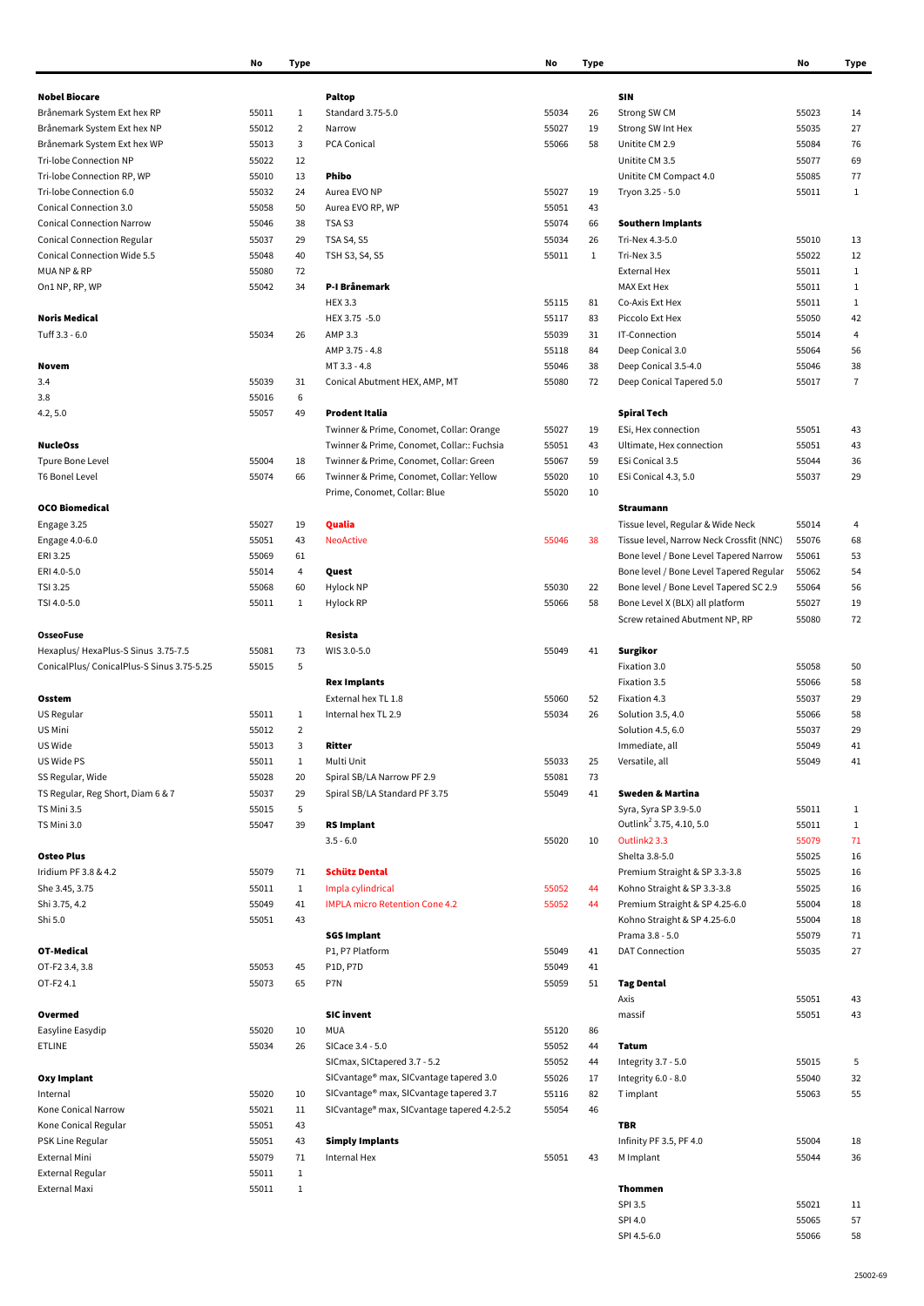| | No | Type |
|---|---|---|
| **Nobel Biocare** | | |
| Brånemark System Ext hex RP | 55011 | 1 |
| Brånemark System Ext hex NP | 55012 | 2 |
| Brånemark System Ext hex WP | 55013 | 3 |
| Tri-lobe Connection NP | 55022 | 12 |
| Tri-lobe Connection RP, WP | 55010 | 13 |
| Tri-lobe Connection 6.0 | 55032 | 24 |
| Conical Connection 3.0 | 55058 | 50 |
| Conical Connection Narrow | 55046 | 38 |
| Conical Connection Regular | 55037 | 29 |
| Conical Connection Wide 5.5 | 55048 | 40 |
| MUA NP & RP | 55080 | 72 |
| On1 NP, RP, WP | 55042 | 34 |
| | | |
| **Noris Medical** | | |
| Tuff 3.3 - 6.0 | 55034 | 26 |
| | | |
| **Novem** | | |
| 3.4 | 55039 | 31 |
| 3.8 | 55016 | 6 |
| 4.2, 5.0 | 55057 | 49 |
| | | |
| **NucleOss** | | |
| Tpure Bone Level | 55004 | 18 |
| T6 Bonel Level | 55074 | 66 |
| | | |
| **OCO Biomedical** | | |
| Engage 3.25 | 55027 | 19 |
| Engage 4.0-6.0 | 55051 | 43 |
| ERI 3.25 | 55069 | 61 |
| ERI 4.0-5.0 | 55014 | 4 |
| TSI 3.25 | 55068 | 60 |
| TSI 4.0-5.0 | 55011 | 1 |
| | | |
| **OsseoFuse** | | |
| Hexaplus/ HexaPlus-S Sinus 3.75-7.5 | 55081 | 73 |
| ConicalPlus/ ConicalPlus-S Sinus 3.75-5.25 | 55015 | 5 |
| | | |
| **Osstem** | | |
| US Regular | 55011 | 1 |
| US Mini | 55012 | 2 |
| US Wide | 55013 | 3 |
| US Wide PS | 55011 | 1 |
| SS Regular, Wide | 55028 | 20 |
| TS Regular, Reg Short, Diam 6 & 7 | 55037 | 29 |
| TS Mini 3.5 | 55015 | 5 |
| TS Mini 3.0 | 55047 | 39 |
| | | |
| **Osteo Plus** | | |
| Iridium PF 3.8 & 4.2 | 55079 | 71 |
| She 3.45, 3.75 | 55011 | 1 |
| Shi 3.75, 4.2 | 55049 | 41 |
| Shi 5.0 | 55051 | 43 |
| | | |
| **OT-Medical** | | |
| OT-F2 3.4, 3.8 | 55053 | 45 |
| OT-F2 4.1 | 55073 | 65 |
| | | |
| **Overmed** | | |
| Easyline Easydip | 55020 | 10 |
| ETLINE | 55034 | 26 |
| | | |
| **Oxy Implant** | | |
| Internal | 55020 | 10 |
| Kone Conical Narrow | 55021 | 11 |
| Kone Conical Regular | 55051 | 43 |
| PSK Line Regular | 55051 | 43 |
| External Mini | 55079 | 71 |
| External Regular | 55011 | 1 |
| External Maxi | 55011 | 1 |

| | No | Type |
|---|---|---|
| **Paltop** | | |
| Standard 3.75-5.0 | 55034 | 26 |
| Narrow | 55027 | 19 |
| PCA Conical | 55066 | 58 |
| | | |
| **Phibo** | | |
| Aurea EVO NP | 55027 | 19 |
| Aurea EVO RP, WP | 55051 | 43 |
| TSA S3 | 55074 | 66 |
| TSA S4, S5 | 55034 | 26 |
| TSH S3, S4, S5 | 55011 | 1 |
| | | |
| **P-I Brånemark** | | |
| HEX 3.3 | 55115 | 81 |
| HEX 3.75 -5.0 | 55117 | 83 |
| AMP 3.3 | 55039 | 31 |
| AMP 3.75 - 4.8 | 55118 | 84 |
| MT 3.3 - 4.8 | 55046 | 38 |
| Conical Abutment HEX, AMP, MT | 55080 | 72 |
| | | |
| **Prodent Italia** | | |
| Twinner & Prime, Conomet, Collar: Orange | 55027 | 19 |
| Twinner & Prime, Conomet, Collar:: Fuchsia | 55051 | 43 |
| Twinner & Prime, Conomet, Collar: Green | 55067 | 59 |
| Twinner & Prime, Conomet, Collar: Yellow | 55020 | 10 |
| Prime, Conomet, Collar: Blue | 55020 | 10 |
| | | |
| **Qualia** | | |
| NeoActive | 55046 | 38 |
| | | |
| **Quest** | | |
| Hylock NP | 55030 | 22 |
| Hylock RP | 55066 | 58 |
| | | |
| **Resista** | | |
| WIS 3.0-5.0 | 55049 | 41 |
| | | |
| **Rex Implants** | | |
| External hex TL 1.8 | 55060 | 52 |
| Internal hex TL 2.9 | 55034 | 26 |
| | | |
| **Ritter** | | |
| Multi Unit | 55033 | 25 |
| Spiral SB/LA Narrow PF 2.9 | 55081 | 73 |
| Spiral SB/LA Standard PF 3.75 | 55049 | 41 |
| | | |
| **RS Implant** | | |
| 3.5 - 6.0 | 55020 | 10 |
| | | |
| **Schütz Dental** | | |
| Impla cylindrical | 55052 | 44 |
| IMPLA micro Retention Cone 4.2 | 55052 | 44 |
| | | |
| **SGS Implant** | | |
| P1, P7 Platform | 55049 | 41 |
| P1D, P7D | 55049 | 41 |
| P7N | 55059 | 51 |
| | | |
| **SIC invent** | | |
| MUA | 55120 | 86 |
| SICace 3.4 - 5.0 | 55052 | 44 |
| SICmax, SICtapered 3.7 - 5.2 | 55052 | 44 |
| SICvantage® max, SICvantage tapered 3.0 | 55026 | 17 |
| SICvantage® max, SICvantage tapered 3.7 | 55116 | 82 |
| SICvantage® max, SICvantage tapered 4.2-5.2 | 55054 | 46 |
| | | |
| **Simply Implants** | | |
| Internal Hex | 55051 | 43 |

| | No | Type |
|---|---|---|
| **SIN** | | |
| Strong SW CM | 55023 | 14 |
| Strong SW Int Hex | 55035 | 27 |
| Unitite CM 2.9 | 55084 | 76 |
| Unitite CM 3.5 | 55077 | 69 |
| Unitite CM Compact 4.0 | 55085 | 77 |
| Tryon 3.25 - 5.0 | 55011 | 1 |
| | | |
| **Southern Implants** | | |
| Tri-Nex 4.3-5.0 | 55010 | 13 |
| Tri-Nex 3.5 | 55022 | 12 |
| External Hex | 55011 | 1 |
| MAX Ext Hex | 55011 | 1 |
| Co-Axis Ext Hex | 55011 | 1 |
| Piccolo Ext Hex | 55050 | 42 |
| IT-Connection | 55014 | 4 |
| Deep Conical 3.0 | 55064 | 56 |
| Deep Conical 3.5-4.0 | 55046 | 38 |
| Deep Conical Tapered 5.0 | 55017 | 7 |
| | | |
| **Spiral Tech** | | |
| ESi, Hex connection | 55051 | 43 |
| Ultimate, Hex connection | 55051 | 43 |
| ESi Conical 3.5 | 55044 | 36 |
| ESi Conical 4.3, 5.0 | 55037 | 29 |
| | | |
| **Straumann** | | |
| Tissue level, Regular & Wide Neck | 55014 | 4 |
| Tissue level, Narrow Neck Crossfit (NNC) | 55076 | 68 |
| Bone level / Bone Level Tapered Narrow | 55061 | 53 |
| Bone level / Bone Level Tapered Regular | 55062 | 54 |
| Bone level / Bone Level Tapered SC 2.9 | 55064 | 56 |
| Bone Level X (BLX) all platform | 55027 | 19 |
| Screw retained Abutment NP, RP | 55080 | 72 |
| | | |
| **Surgikor** | | |
| Fixation 3.0 | 55058 | 50 |
| Fixation 3.5 | 55066 | 58 |
| Fixation 4.3 | 55037 | 29 |
| Solution 3.5, 4.0 | 55066 | 58 |
| Solution 4.5, 6.0 | 55037 | 29 |
| Immediate, all | 55049 | 41 |
| Versatile, all | 55049 | 41 |
| | | |
| **Sweden & Martina** | | |
| Syra, Syra SP 3.9-5.0 | 55011 | 1 |
| Outlink$^2$ 3.75, 4.10, 5.0 | 55011 | 1 |
| Outlink2 3.3 | 55079 | 71 |
| Shelta 3.8-5.0 | 55025 | 16 |
| Premium Straight & SP 3.3-3.8 | 55025 | 16 |
| Kohno Straight & SP 3.3-3.8 | 55025 | 16 |
| Premium Straight & SP 4.25-6.0 | 55004 | 18 |
| Kohno Straight & SP 4.25-6.0 | 55004 | 18 |
| Prama 3.8 - 5.0 | 55079 | 71 |
| DAT Connection | 55035 | 27 |
| | | |
| **Tag Dental** | | |
| Axis | 55051 | 43 |
| massif | 55051 | 43 |
| | | |
| **Tatum** | | |
| Integrity 3.7 - 5.0 | 55015 | 5 |
| Integrity 6.0 - 8.0 | 55040 | 32 |
| T implant | 55063 | 55 |
| | | |
| **TBR** | | |
| Infinity PF 3.5, PF 4.0 | 55004 | 18 |
| M Implant | 55044 | 36 |
| | | |
| **Thommen** | | |
| SPI 3.5 | 55021 | 11 |
| SPI 4.0 | 55065 | 57 |
| SPI 4.5-6.0 | 55066 | 58 |

25002-69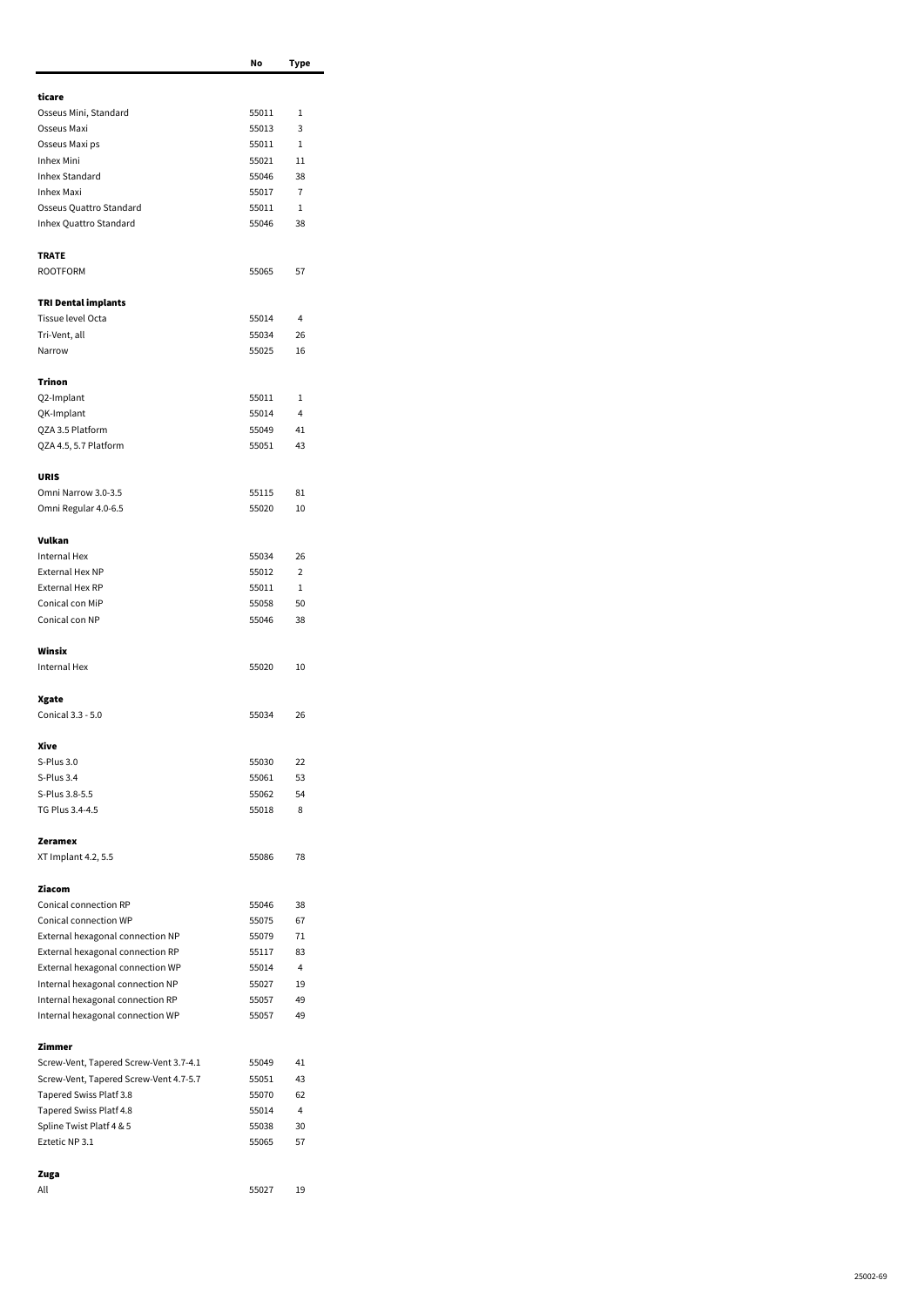| | No | Type |
|---|---|---|
| **ticare** | | |
| Osseus Mini, Standard | 55011 | 1 |
| Osseus Maxi | 55013 | 3 |
| Osseus Maxi ps | 55011 | 1 |
| Inhex Mini | 55021 | 11 |
| Inhex Standard | 55046 | 38 |
| Inhex Maxi | 55017 | 7 |
| Osseus Quattro Standard | 55011 | 1 |
| Inhex Quattro Standard | 55046 | 38 |
| **TRATE** | | |
| ROOTFORM | 55065 | 57 |
| **TRI Dental implants** | | |
| Tissue level Octa | 55014 | 4 |
| Tri-Vent, all | 55034 | 26 |
| Narrow | 55025 | 16 |
| **Trinon** | | |
| Q2-Implant | 55011 | 1 |
| QK-Implant | 55014 | 4 |
| QZA 3.5 Platform | 55049 | 41 |
| QZA 4.5, 5.7 Platform | 55051 | 43 |
| **URIS** | | |
| Omni Narrow 3.0-3.5 | 55115 | 81 |
| Omni Regular 4.0-6.5 | 55020 | 10 |
| **Vulkan** | | |
| Internal Hex | 55034 | 26 |
| External Hex NP | 55012 | 2 |
| External Hex RP | 55011 | 1 |
| Conical con MiP | 55058 | 50 |
| Conical con NP | 55046 | 38 |
| **Winsix** | | |
| Internal Hex | 55020 | 10 |
| **Xgate** | | |
| Conical 3.3 - 5.0 | 55034 | 26 |
| **Xive** | | |
| S-Plus 3.0 | 55030 | 22 |
| S-Plus 3.4 | 55061 | 53 |
| S-Plus 3.8-5.5 | 55062 | 54 |
| TG Plus 3.4-4.5 | 55018 | 8 |
| **Zeramex** | | |
| XT Implant 4.2, 5.5 | 55086 | 78 |
| **Ziacom** | | |
| Conical connection RP | 55046 | 38 |
| Conical connection WP | 55075 | 67 |
| External hexagonal connection NP | 55079 | 71 |
| External hexagonal connection RP | 55117 | 83 |
| External hexagonal connection WP | 55014 | 4 |
| Internal hexagonal connection NP | 55027 | 19 |
| Internal hexagonal connection RP | 55057 | 49 |
| Internal hexagonal connection WP | 55057 | 49 |
| **Zimmer** | | |
| Screw-Vent, Tapered Screw-Vent 3.7-4.1 | 55049 | 41 |
| Screw-Vent, Tapered Screw-Vent 4.7-5.7 | 55051 | 43 |
| Tapered Swiss Platf 3.8 | 55070 | 62 |
| Tapered Swiss Platf 4.8 | 55014 | 4 |
| Spline Twist Platf 4 & 5 | 55038 | 30 |
| Eztetic NP 3.1 | 55065 | 57 |
| **Zuga** | | |
| All | 55027 | 19 |

25002-69